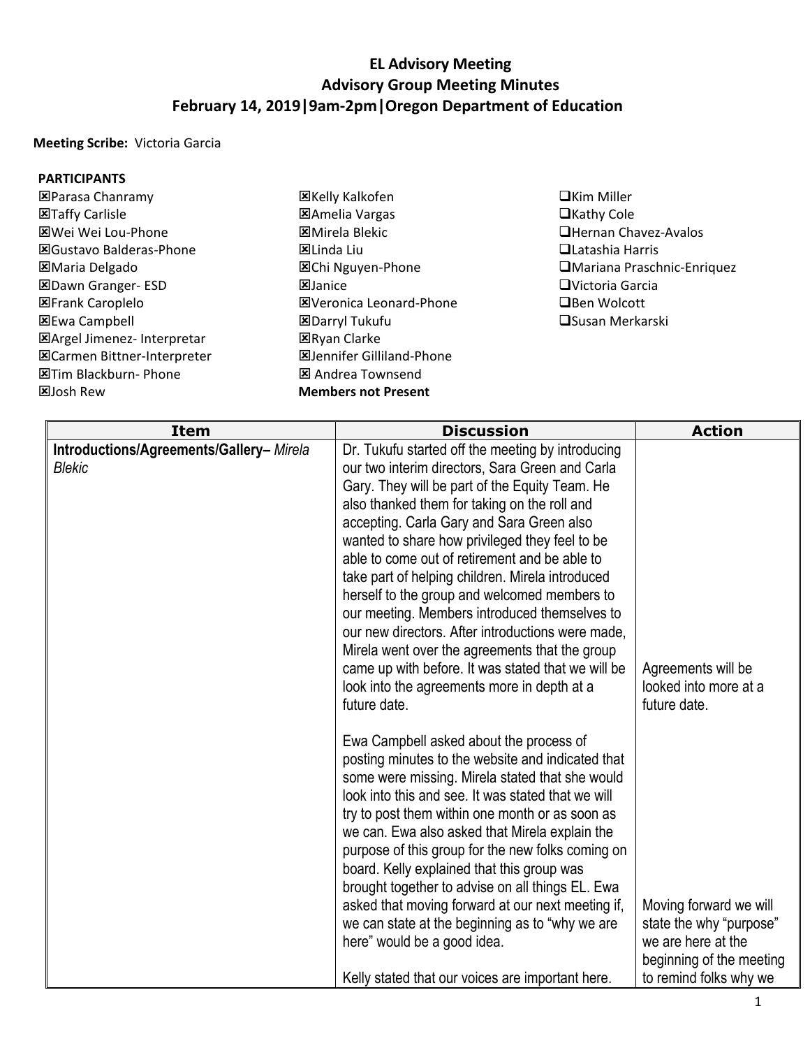# EL Advisory Meeting
## Advisory Group Meeting Minutes
## February 14, 2019|9am-2pm|Oregon Department of Education

**Meeting Scribe:** Victoria Garcia

**PARTICIPANTS**

| | | |
|---|---|---|
| ☒Parasa Chanramy | ☒Kelly Kalkofen | ☐Kim Miller |
| ☒Taffy Carlisle | ☒Amelia Vargas | ☐Kathy Cole |
| ☒Wei Wei Lou-Phone | ☒Mirela Blekic | ☐Hernan Chavez-Avalos |
| ☒Gustavo Balderas-Phone | ☒Linda Liu | ☐Latashia Harris |
| ☒Maria Delgado | ☒Chi Nguyen-Phone | ☐Mariana Praschnic-Enriquez |
| ☒Dawn Granger- ESD | ☒Janice | ☐Victoria Garcia |
| ☒Frank Caroplelo | ☒Veronica Leonard-Phone | ☐Ben Wolcott |
| ☒Ewa Campbell | ☒Darryl Tukufu | ☐Susan Merkarski |
| ☒Argel Jimenez- Interpretar | ☒Ryan Clarke | |
| ☒Carmen Bittner-Interpreter | ☒Jennifer Gilliland-Phone | |
| ☒Tim Blackburn- Phone | ☒ Andrea Townsend | |
| ☒Josh Rew | **Members not Present** | |

| Item | Discussion | Action |
|---|---|---|
| **Introductions/Agreements/Gallery–** *Mirela Blekic* | Dr. Tukufu started off the meeting by introducing our two interim directors, Sara Green and Carla Gary. They will be part of the Equity Team. He also thanked them for taking on the roll and accepting. Carla Gary and Sara Green also wanted to share how privileged they feel to be able to come out of retirement and be able to take part of helping children. Mirela introduced herself to the group and welcomed members to our meeting. Members introduced themselves to our new directors. After introductions were made, Mirela went over the agreements that the group came up with before. It was stated that we will be look into the agreements more in depth at a future date. | Agreements will be looked into more at a future date. |
| | Ewa Campbell asked about the process of posting minutes to the website and indicated that some were missing. Mirela stated that she would look into this and see. It was stated that we will try to post them within one month or as soon as we can. Ewa also asked that Mirela explain the purpose of this group for the new folks coming on board. Kelly explained that this group was brought together to advise on all things EL. Ewa asked that moving forward at our next meeting if, we can state at the beginning as to "why we are here" would be a good idea. | Moving forward we will state the why "purpose" we are here at the beginning of the meeting to remind folks why we |
| | Kelly stated that our voices are important here. | |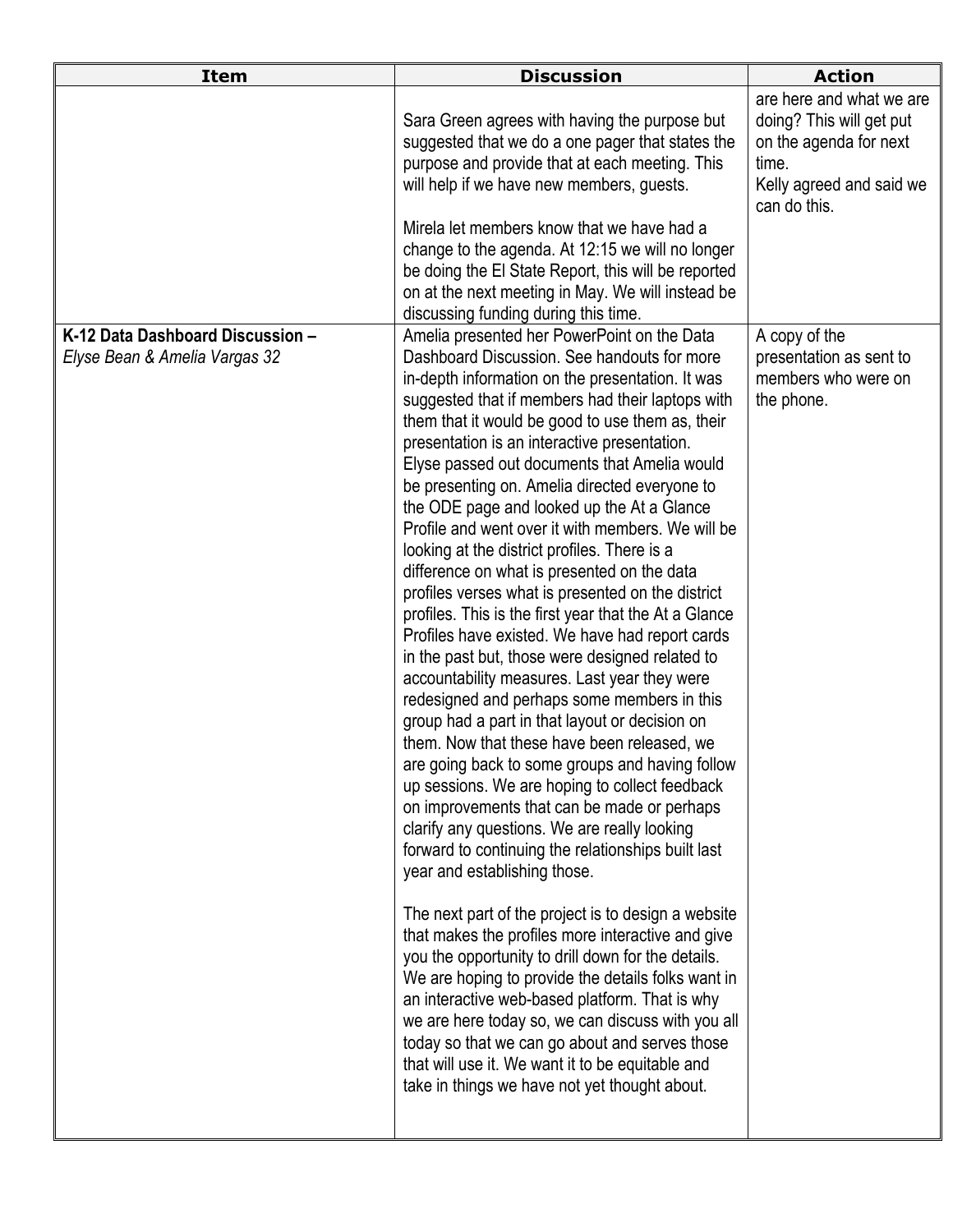| Item | Discussion | Action |
| --- | --- | --- |
| | Sara Green agrees with having the purpose but suggested that we do a one pager that states the purpose and provide that at each meeting. This will help if we have new members, guests.<br><br>Mirela let members know that we have had a change to the agenda. At 12:15 we will no longer be doing the El State Report, this will be reported on at the next meeting in May. We will instead be discussing funding during this time. | are here and what we are doing? This will get put on the agenda for next time.<br>Kelly agreed and said we can do this. |
| **K-12 Data Dashboard Discussion –** *Elyse Bean & Amelia Vargas 32* | Amelia presented her PowerPoint on the Data Dashboard Discussion. See handouts for more in-depth information on the presentation. It was suggested that if members had their laptops with them that it would be good to use them as, their presentation is an interactive presentation. Elyse passed out documents that Amelia would be presenting on. Amelia directed everyone to the ODE page and looked up the At a Glance Profile and went over it with members. We will be looking at the district profiles. There is a difference on what is presented on the data profiles verses what is presented on the district profiles. This is the first year that the At a Glance Profiles have existed. We have had report cards in the past but, those were designed related to accountability measures. Last year they were redesigned and perhaps some members in this group had a part in that layout or decision on them. Now that these have been released, we are going back to some groups and having follow up sessions. We are hoping to collect feedback on improvements that can be made or perhaps clarify any questions. We are really looking forward to continuing the relationships built last year and establishing those.<br><br>The next part of the project is to design a website that makes the profiles more interactive and give you the opportunity to drill down for the details. We are hoping to provide the details folks want in an interactive web-based platform. That is why we are here today so, we can discuss with you all today so that we can go about and serves those that will use it. We want it to be equitable and take in things we have not yet thought about. | A copy of the presentation as sent to members who were on the phone. |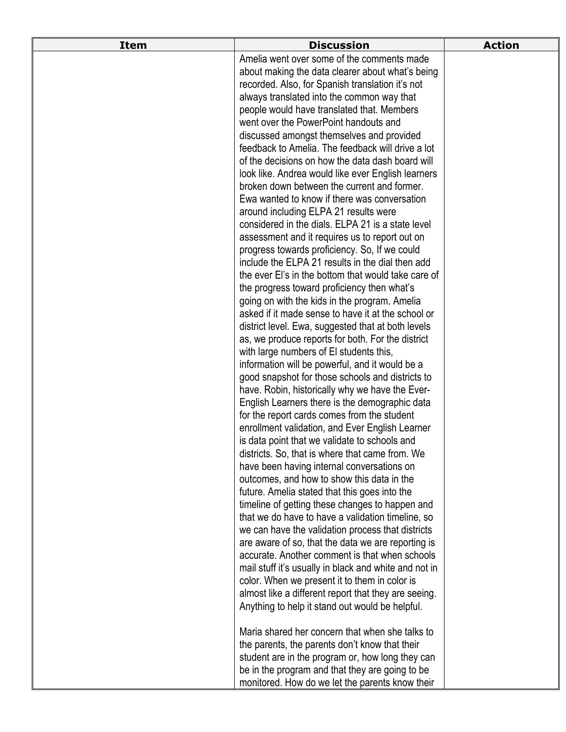| Item | Discussion | Action |
| --- | --- | --- |
| | Amelia went over some of the comments made about making the data clearer about what's being recorded. Also, for Spanish translation it's not always translated into the common way that people would have translated that. Members went over the PowerPoint handouts and discussed amongst themselves and provided feedback to Amelia. The feedback will drive a lot of the decisions on how the data dash board will look like. Andrea would like ever English learners broken down between the current and former. Ewa wanted to know if there was conversation around including ELPA 21 results were considered in the dials. ELPA 21 is a state level assessment and it requires us to report out on progress towards proficiency. So, If we could include the ELPA 21 results in the dial then add the ever El's in the bottom that would take care of the progress toward proficiency then what's going on with the kids in the program. Amelia asked if it made sense to have it at the school or district level. Ewa, suggested that at both levels as, we produce reports for both. For the district with large numbers of El students this, information will be powerful, and it would be a good snapshot for those schools and districts to have. Robin, historically why we have the Ever-English Learners there is the demographic data for the report cards comes from the student enrollment validation, and Ever English Learner is data point that we validate to schools and districts. So, that is where that came from. We have been having internal conversations on outcomes, and how to show this data in the future. Amelia stated that this goes into the timeline of getting these changes to happen and that we do have to have a validation timeline, so we can have the validation process that districts are aware of so, that the data we are reporting is accurate. Another comment is that when schools mail stuff it's usually in black and white and not in color. When we present it to them in color is almost like a different report that they are seeing. Anything to help it stand out would be helpful.<br><br>Maria shared her concern that when she talks to the parents, the parents don't know that their student are in the program or, how long they can be in the program and that they are going to be monitored. How do we let the parents know their | |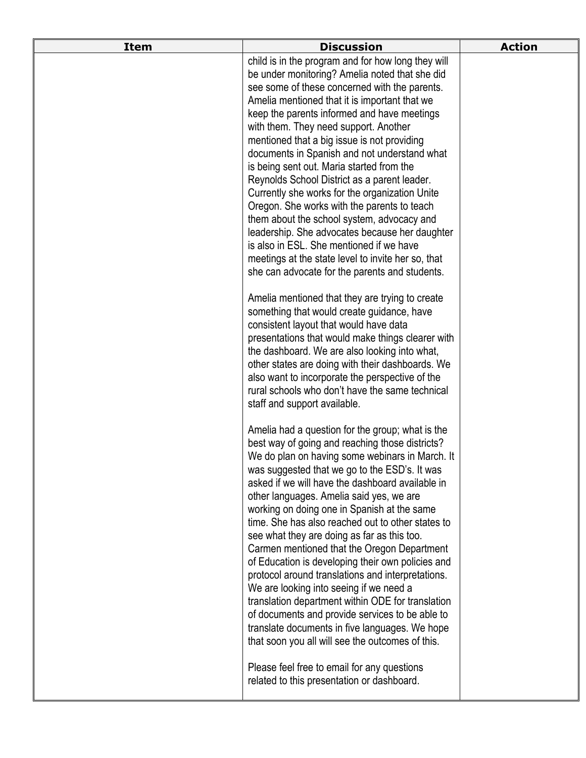| Item | Discussion | Action |
| --- | --- | --- |
| | child is in the program and for how long they will be under monitoring? Amelia noted that she did see some of these concerned with the parents. Amelia mentioned that it is important that we keep the parents informed and have meetings with them. They need support. Another mentioned that a big issue is not providing documents in Spanish and not understand what is being sent out. Maria started from the Reynolds School District as a parent leader. Currently she works for the organization Unite Oregon. She works with the parents to teach them about the school system, advocacy and leadership. She advocates because her daughter is also in ESL. She mentioned if we have meetings at the state level to invite her so, that she can advocate for the parents and students.<br><br>Amelia mentioned that they are trying to create something that would create guidance, have consistent layout that would have data presentations that would make things clearer with the dashboard. We are also looking into what, other states are doing with their dashboards. We also want to incorporate the perspective of the rural schools who don't have the same technical staff and support available.<br><br>Amelia had a question for the group; what is the best way of going and reaching those districts? We do plan on having some webinars in March. It was suggested that we go to the ESD's. It was asked if we will have the dashboard available in other languages. Amelia said yes, we are working on doing one in Spanish at the same time. She has also reached out to other states to see what they are doing as far as this too. Carmen mentioned that the Oregon Department of Education is developing their own policies and protocol around translations and interpretations. We are looking into seeing if we need a translation department within ODE for translation of documents and provide services to be able to translate documents in five languages. We hope that soon you all will see the outcomes of this.<br><br>Please feel free to email for any questions related to this presentation or dashboard. | |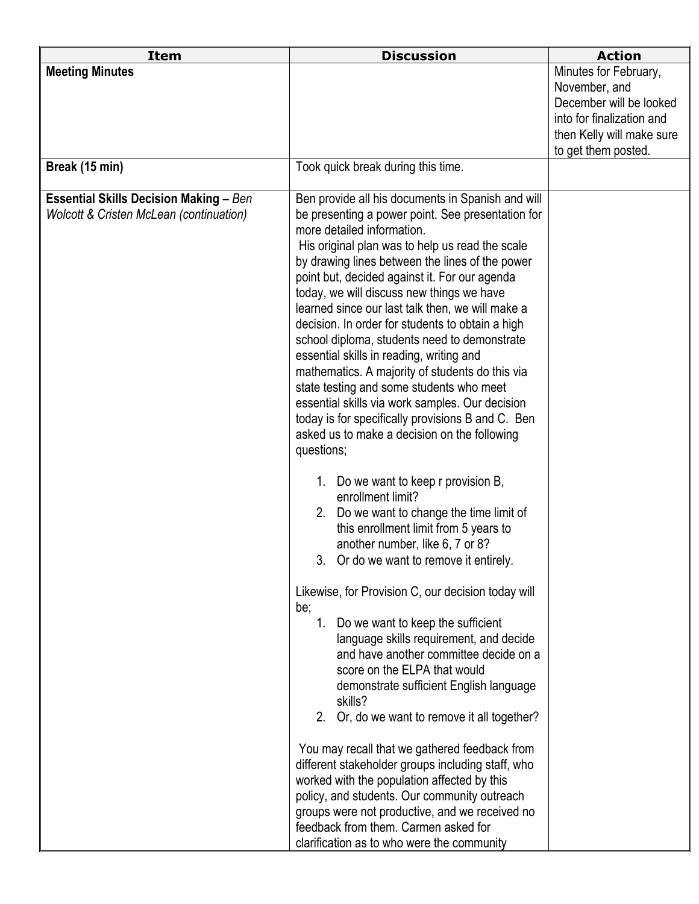| Item | Discussion | Action |
|---|---|---|
| **Meeting Minutes** | | Minutes for February, November, and December will be looked into for finalization and then Kelly will make sure to get them posted. |
| **Break (15 min)** | Took quick break during this time. | |
| **Essential Skills Decision Making –** *Ben Wolcott & Cristen McLean (continuation)* | Ben provide all his documents in Spanish and will be presenting a power point. See presentation for more detailed information.<br>His original plan was to help us read the scale by drawing lines between the lines of the power point but, decided against it. For our agenda today, we will discuss new things we have learned since our last talk then, we will make a decision. In order for students to obtain a high school diploma, students need to demonstrate essential skills in reading, writing and mathematics. A majority of students do this via state testing and some students who meet essential skills via work samples. Our decision today is for specifically provisions B and C. Ben asked us to make a decision on the following questions;<br><br>1. Do we want to keep r provision B, enrollment limit?<br>2. Do we want to change the time limit of this enrollment limit from 5 years to another number, like 6, 7 or 8?<br>3. Or do we want to remove it entirely.<br><br>Likewise, for Provision C, our decision today will be;<br>1. Do we want to keep the sufficient language skills requirement, and decide and have another committee decide on a score on the ELPA that would demonstrate sufficient English language skills?<br>2. Or, do we want to remove it all together?<br><br>You may recall that we gathered feedback from different stakeholder groups including staff, who worked with the population affected by this policy, and students. Our community outreach groups were not productive, and we received no feedback from them. Carmen asked for clarification as to who were the community | |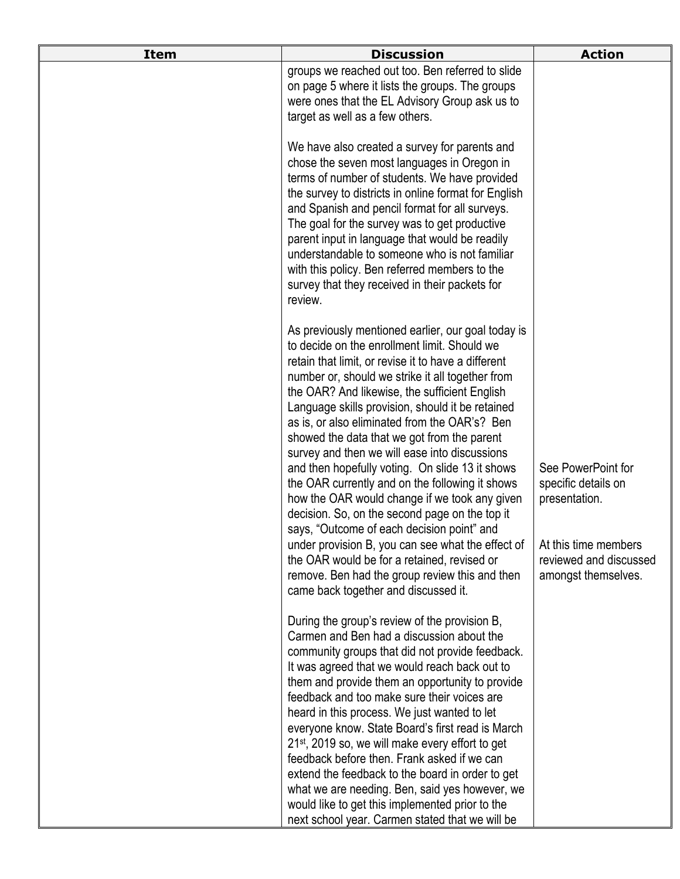| Item | Discussion | Action |
| --- | --- | --- |
| | groups we reached out too. Ben referred to slide on page 5 where it lists the groups. The groups were ones that the EL Advisory Group ask us to target as well as a few others.<br><br>We have also created a survey for parents and chose the seven most languages in Oregon in terms of number of students. We have provided the survey to districts in online format for English and Spanish and pencil format for all surveys. The goal for the survey was to get productive parent input in language that would be readily understandable to someone who is not familiar with this policy. Ben referred members to the survey that they received in their packets for review.<br><br>As previously mentioned earlier, our goal today is to decide on the enrollment limit. Should we retain that limit, or revise it to have a different number or, should we strike it all together from the OAR? And likewise, the sufficient English Language skills provision, should it be retained as is, or also eliminated from the OAR's? Ben showed the data that we got from the parent survey and then we will ease into discussions and then hopefully voting. On slide 13 it shows the OAR currently and on the following it shows how the OAR would change if we took any given decision. So, on the second page on the top it says, "Outcome of each decision point" and under provision B, you can see what the effect of the OAR would be for a retained, revised or remove. Ben had the group review this and then came back together and discussed it.<br><br>During the group's review of the provision B, Carmen and Ben had a discussion about the community groups that did not provide feedback. It was agreed that we would reach back out to them and provide them an opportunity to provide feedback and too make sure their voices are heard in this process. We just wanted to let everyone know. State Board's first read is March 21st, 2019 so, we will make every effort to get feedback before then. Frank asked if we can extend the feedback to the board in order to get what we are needing. Ben, said yes however, we would like to get this implemented prior to the next school year. Carmen stated that we will be | See PowerPoint for specific details on presentation.<br><br>At this time members reviewed and discussed amongst themselves. |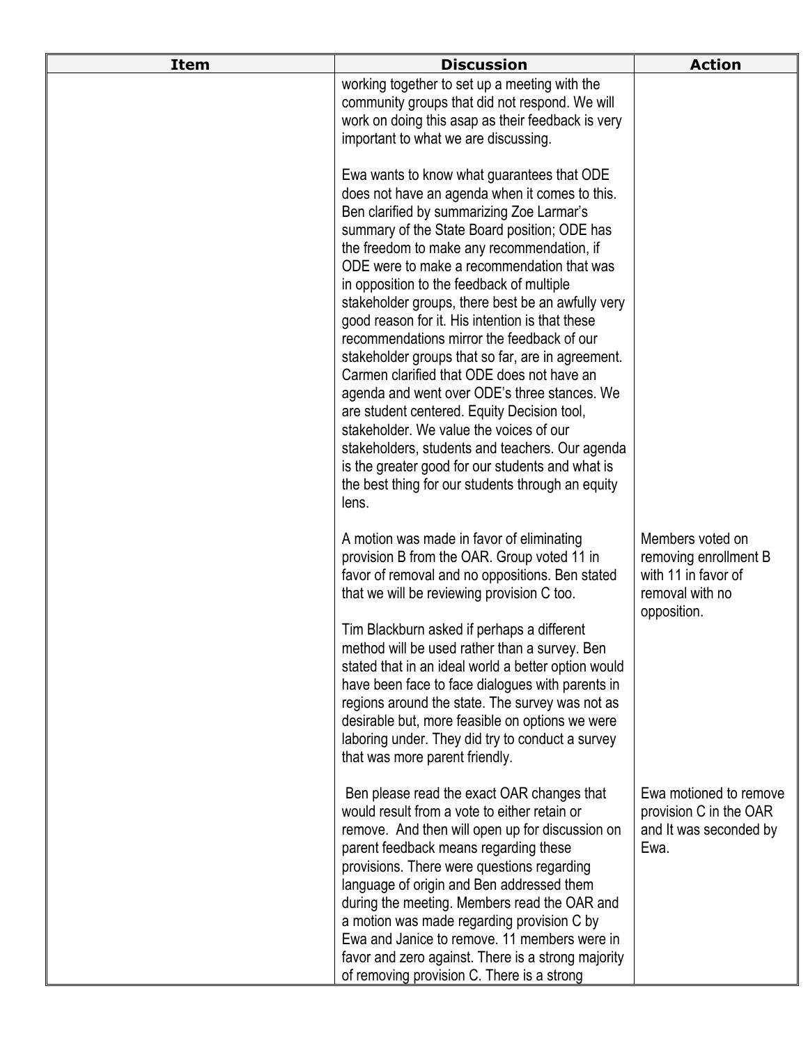| Item | Discussion | Action |
|---|---|---|
| | working together to set up a meeting with the community groups that did not respond. We will work on doing this asap as their feedback is very important to what we are discussing.<br><br>Ewa wants to know what guarantees that ODE does not have an agenda when it comes to this. Ben clarified by summarizing Zoe Larmar's summary of the State Board position; ODE has the freedom to make any recommendation, if ODE were to make a recommendation that was in opposition to the feedback of multiple stakeholder groups, there best be an awfully very good reason for it. His intention is that these recommendations mirror the feedback of our stakeholder groups that so far, are in agreement. Carmen clarified that ODE does not have an agenda and went over ODE's three stances. We are student centered. Equity Decision tool, stakeholder. We value the voices of our stakeholders, students and teachers. Our agenda is the greater good for our students and what is the best thing for our students through an equity lens. | |
| | A motion was made in favor of eliminating provision B from the OAR. Group voted 11 in favor of removal and no oppositions. Ben stated that we will be reviewing provision C too.<br><br>Tim Blackburn asked if perhaps a different method will be used rather than a survey. Ben stated that in an ideal world a better option would have been face to face dialogues with parents in regions around the state. The survey was not as desirable but, more feasible on options we were laboring under. They did try to conduct a survey that was more parent friendly. | Members voted on removing enrollment B with 11 in favor of removal with no opposition. |
| | Ben please read the exact OAR changes that would result from a vote to either retain or remove. And then will open up for discussion on parent feedback means regarding these provisions. There were questions regarding language of origin and Ben addressed them during the meeting. Members read the OAR and a motion was made regarding provision C by Ewa and Janice to remove. 11 members were in favor and zero against. There is a strong majority of removing provision C. There is a strong | Ewa motioned to remove provision C in the OAR and It was seconded by Ewa. |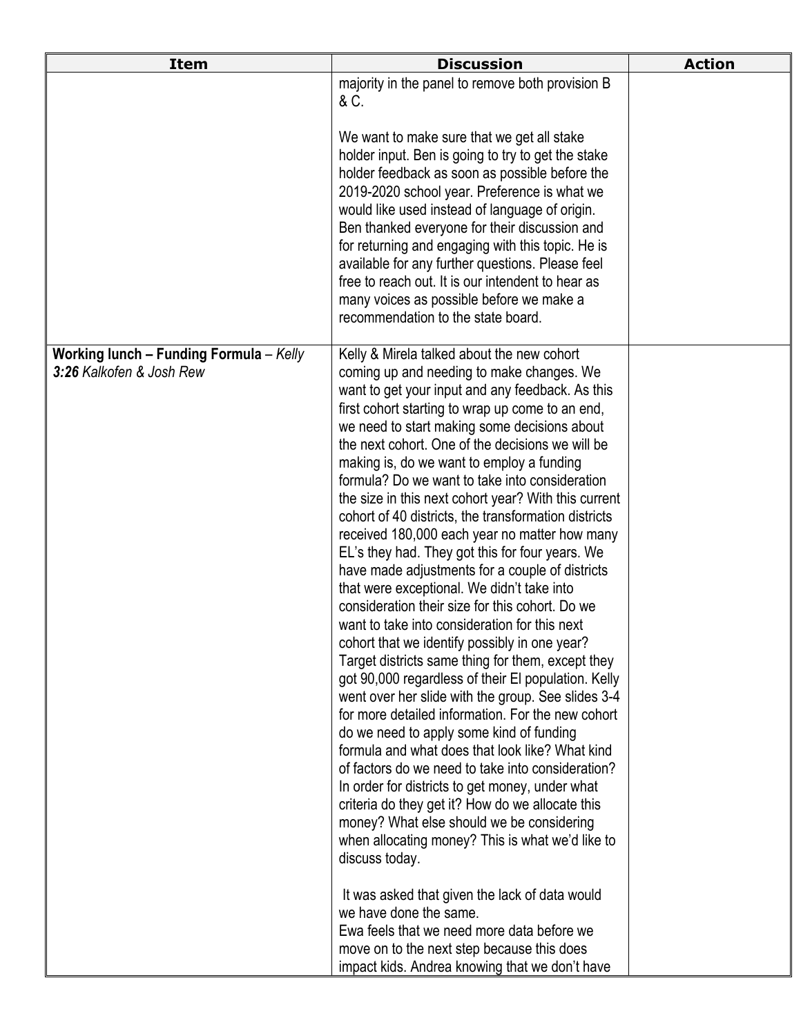| Item | Discussion | Action |
| --- | --- | --- |
| | majority in the panel to remove both provision B & C.<br><br>We want to make sure that we get all stake holder input. Ben is going to try to get the stake holder feedback as soon as possible before the 2019-2020 school year. Preference is what we would like used instead of language of origin. Ben thanked everyone for their discussion and for returning and engaging with this topic. He is available for any further questions. Please feel free to reach out. It is our intendent to hear as many voices as possible before we make a recommendation to the state board. | |
| **Working lunch – Funding Formula** – *Kelly* ***3:26*** *Kalkofen & Josh Rew* | Kelly & Mirela talked about the new cohort coming up and needing to make changes. We want to get your input and any feedback. As this first cohort starting to wrap up come to an end, we need to start making some decisions about the next cohort. One of the decisions we will be making is, do we want to employ a funding formula? Do we want to take into consideration the size in this next cohort year? With this current cohort of 40 districts, the transformation districts received 180,000 each year no matter how many EL's they had. They got this for four years. We have made adjustments for a couple of districts that were exceptional. We didn't take into consideration their size for this cohort. Do we want to take into consideration for this next cohort that we identify possibly in one year? Target districts same thing for them, except they got 90,000 regardless of their El population. Kelly went over her slide with the group. See slides 3-4 for more detailed information. For the new cohort do we need to apply some kind of funding formula and what does that look like? What kind of factors do we need to take into consideration? In order for districts to get money, under what criteria do they get it? How do we allocate this money? What else should we be considering when allocating money? This is what we'd like to discuss today.<br><br>It was asked that given the lack of data would we have done the same.<br>Ewa feels that we need more data before we move on to the next step because this does impact kids. Andrea knowing that we don't have | |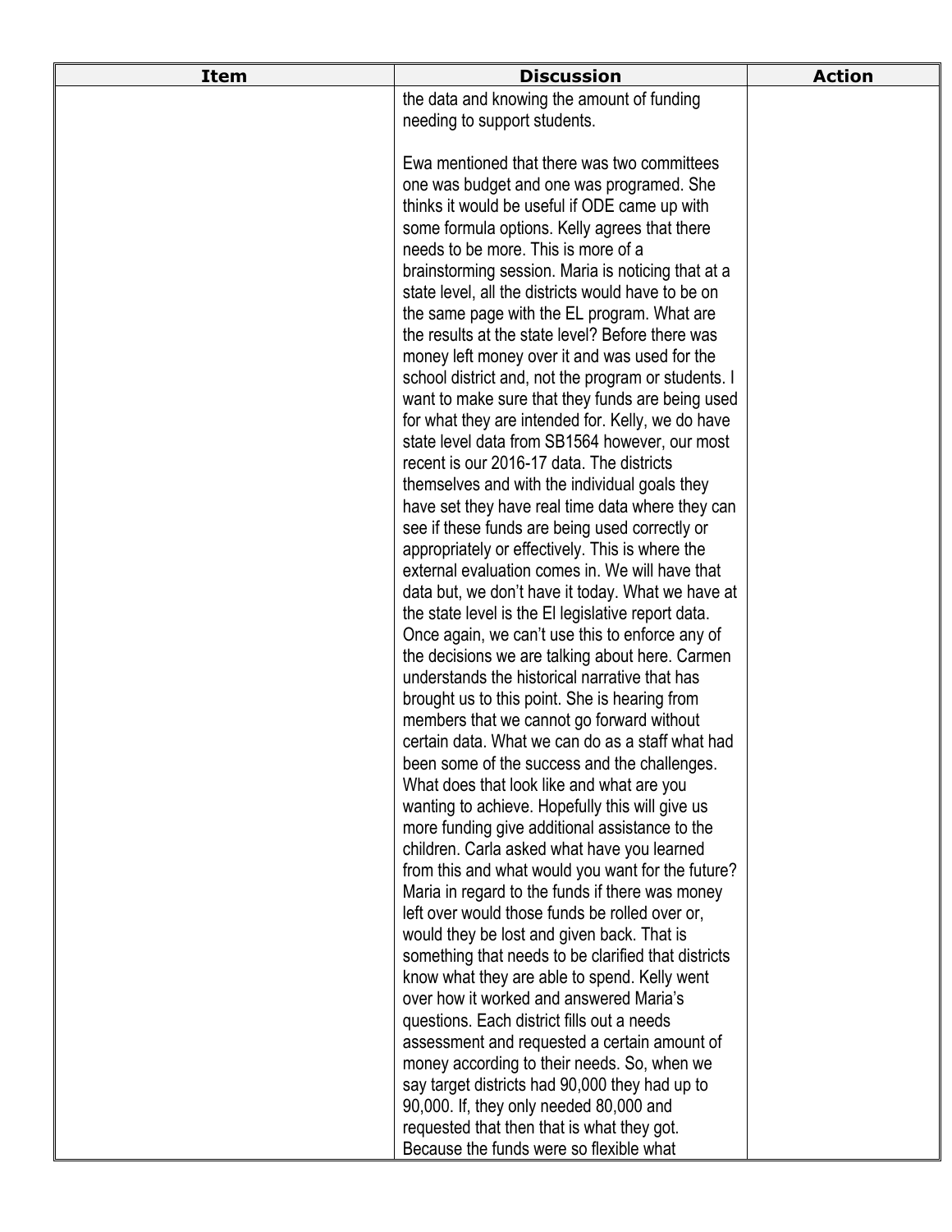| Item | Discussion | Action |
| --- | --- | --- |
| | the data and knowing the amount of funding needing to support students.<br><br>Ewa mentioned that there was two committees one was budget and one was programed. She thinks it would be useful if ODE came up with some formula options. Kelly agrees that there needs to be more. This is more of a brainstorming session. Maria is noticing that at a state level, all the districts would have to be on the same page with the EL program. What are the results at the state level? Before there was money left money over it and was used for the school district and, not the program or students. I want to make sure that they funds are being used for what they are intended for. Kelly, we do have state level data from SB1564 however, our most recent is our 2016-17 data. The districts themselves and with the individual goals they have set they have real time data where they can see if these funds are being used correctly or appropriately or effectively. This is where the external evaluation comes in. We will have that data but, we don't have it today. What we have at the state level is the El legislative report data. Once again, we can't use this to enforce any of the decisions we are talking about here. Carmen understands the historical narrative that has brought us to this point. She is hearing from members that we cannot go forward without certain data. What we can do as a staff what had been some of the success and the challenges. What does that look like and what are you wanting to achieve. Hopefully this will give us more funding give additional assistance to the children. Carla asked what have you learned from this and what would you want for the future? Maria in regard to the funds if there was money left over would those funds be rolled over or, would they be lost and given back. That is something that needs to be clarified that districts know what they are able to spend. Kelly went over how it worked and answered Maria's questions. Each district fills out a needs assessment and requested a certain amount of money according to their needs. So, when we say target districts had 90,000 they had up to 90,000. If, they only needed 80,000 and requested that then that is what they got. Because the funds were so flexible what | |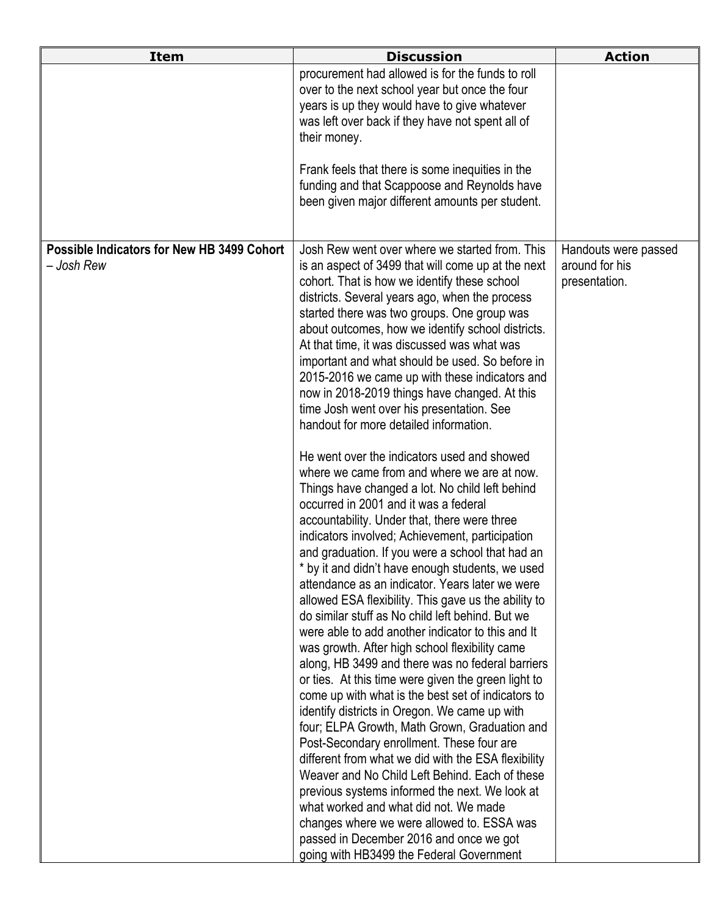| Item | Discussion | Action |
|---|---|---|
| | procurement had allowed is for the funds to roll over to the next school year but once the four years is up they would have to give whatever was left over back if they have not spent all of their money.<br><br>Frank feels that there is some inequities in the funding and that Scappoose and Reynolds have been given major different amounts per student. | |
| **Possible Indicators for New HB 3499 Cohort** – *Josh Rew* | Josh Rew went over where we started from. This is an aspect of 3499 that will come up at the next cohort. That is how we identify these school districts. Several years ago, when the process started there was two groups. One group was about outcomes, how we identify school districts. At that time, it was discussed was what was important and what should be used. So before in 2015-2016 we came up with these indicators and now in 2018-2019 things have changed. At this time Josh went over his presentation. See handout for more detailed information.<br><br>He went over the indicators used and showed where we came from and where we are at now. Things have changed a lot. No child left behind occurred in 2001 and it was a federal accountability. Under that, there were three indicators involved; Achievement, participation and graduation. If you were a school that had an * by it and didn't have enough students, we used attendance as an indicator. Years later we were allowed ESA flexibility. This gave us the ability to do similar stuff as No child left behind. But we were able to add another indicator to this and It was growth. After high school flexibility came along, HB 3499 and there was no federal barriers or ties. At this time were given the green light to come up with what is the best set of indicators to identify districts in Oregon. We came up with four; ELPA Growth, Math Grown, Graduation and Post-Secondary enrollment. These four are different from what we did with the ESA flexibility Weaver and No Child Left Behind. Each of these previous systems informed the next. We look at what worked and what did not. We made changes where we were allowed to. ESSA was passed in December 2016 and once we got going with HB3499 the Federal Government | Handouts were passed around for his presentation. |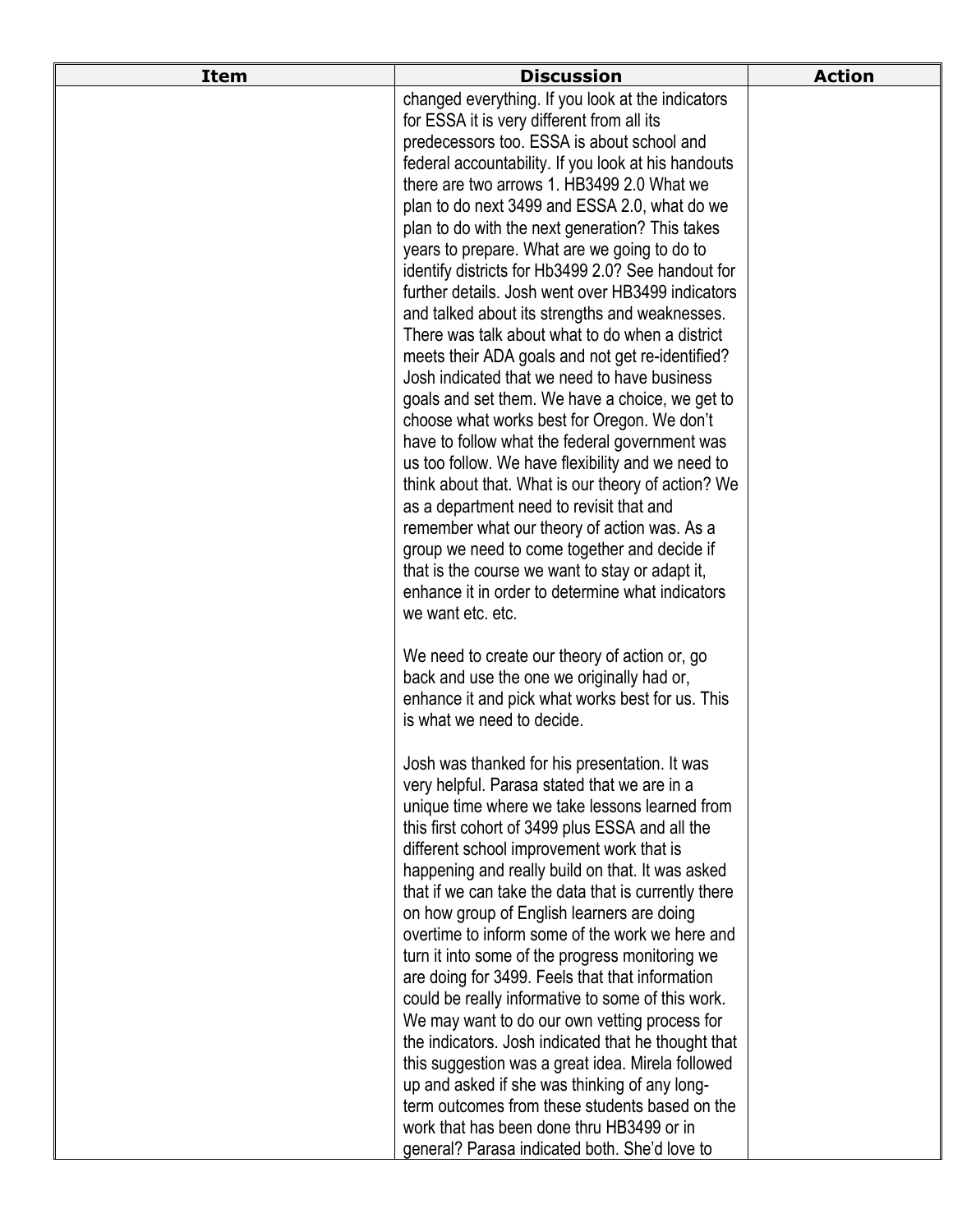| Item | Discussion | Action |
|---|---|---|
| | changed everything. If you look at the indicators for ESSA it is very different from all its predecessors too. ESSA is about school and federal accountability. If you look at his handouts there are two arrows 1. HB3499 2.0 What we plan to do next 3499 and ESSA 2.0, what do we plan to do with the next generation? This takes years to prepare. What are we going to do to identify districts for Hb3499 2.0? See handout for further details. Josh went over HB3499 indicators and talked about its strengths and weaknesses. There was talk about what to do when a district meets their ADA goals and not get re-identified? Josh indicated that we need to have business goals and set them. We have a choice, we get to choose what works best for Oregon. We don't have to follow what the federal government was us too follow. We have flexibility and we need to think about that. What is our theory of action? We as a department need to revisit that and remember what our theory of action was. As a group we need to come together and decide if that is the course we want to stay or adapt it, enhance it in order to determine what indicators we want etc. etc.<br><br>We need to create our theory of action or, go back and use the one we originally had or, enhance it and pick what works best for us. This is what we need to decide.<br><br>Josh was thanked for his presentation. It was very helpful. Parasa stated that we are in a unique time where we take lessons learned from this first cohort of 3499 plus ESSA and all the different school improvement work that is happening and really build on that. It was asked that if we can take the data that is currently there on how group of English learners are doing overtime to inform some of the work we here and turn it into some of the progress monitoring we are doing for 3499. Feels that that information could be really informative to some of this work. We may want to do our own vetting process for the indicators. Josh indicated that he thought that this suggestion was a great idea. Mirela followed up and asked if she was thinking of any long-term outcomes from these students based on the work that has been done thru HB3499 or in general? Parasa indicated both. She'd love to | |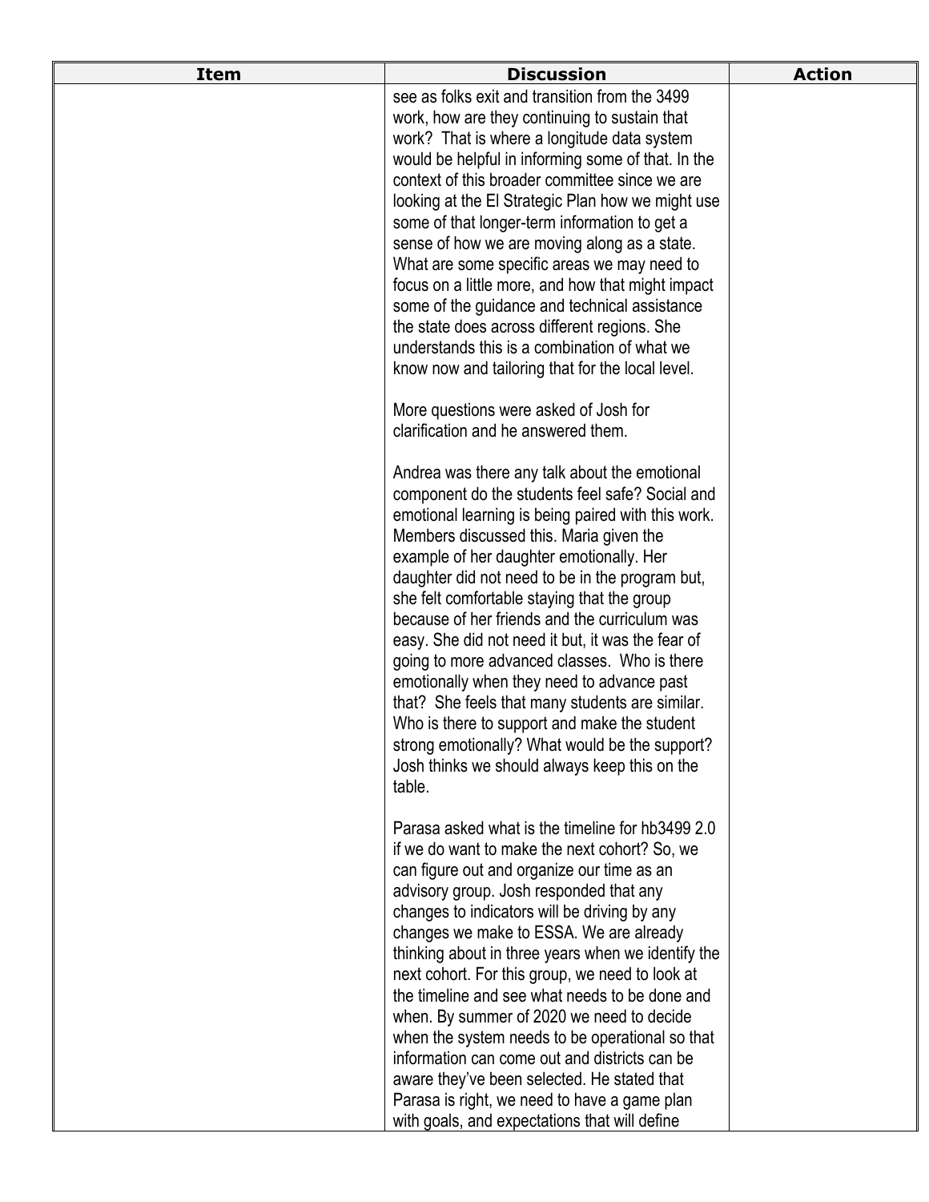| Item | Discussion | Action |
|---|---|---|
| | see as folks exit and transition from the 3499 work, how are they continuing to sustain that work? That is where a longitude data system would be helpful in informing some of that. In the context of this broader committee since we are looking at the El Strategic Plan how we might use some of that longer-term information to get a sense of how we are moving along as a state. What are some specific areas we may need to focus on a little more, and how that might impact some of the guidance and technical assistance the state does across different regions. She understands this is a combination of what we know now and tailoring that for the local level.<br><br>More questions were asked of Josh for clarification and he answered them.<br><br>Andrea was there any talk about the emotional component do the students feel safe? Social and emotional learning is being paired with this work. Members discussed this. Maria given the example of her daughter emotionally. Her daughter did not need to be in the program but, she felt comfortable staying that the group because of her friends and the curriculum was easy. She did not need it but, it was the fear of going to more advanced classes. Who is there emotionally when they need to advance past that? She feels that many students are similar. Who is there to support and make the student strong emotionally? What would be the support? Josh thinks we should always keep this on the table.<br><br>Parasa asked what is the timeline for hb3499 2.0 if we do want to make the next cohort? So, we can figure out and organize our time as an advisory group. Josh responded that any changes to indicators will be driving by any changes we make to ESSA. We are already thinking about in three years when we identify the next cohort. For this group, we need to look at the timeline and see what needs to be done and when. By summer of 2020 we need to decide when the system needs to be operational so that information can come out and districts can be aware they've been selected. He stated that Parasa is right, we need to have a game plan with goals, and expectations that will define | |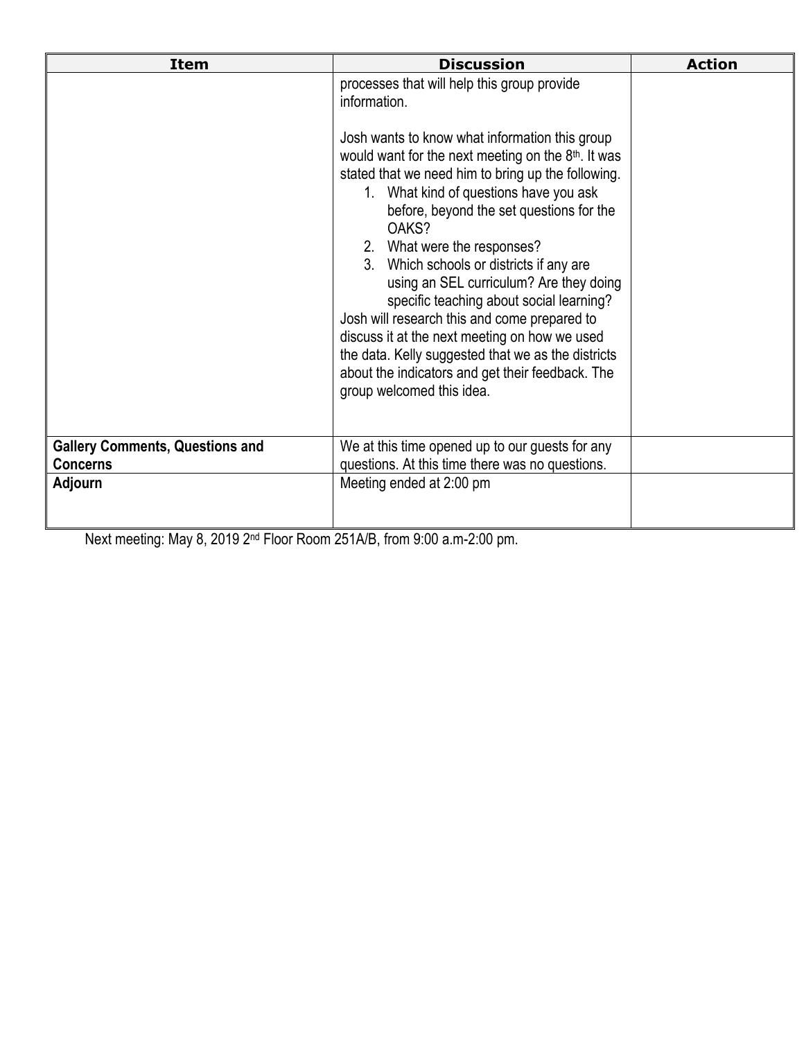| Item | Discussion | Action |
| --- | --- | --- |
| | processes that will help this group provide information.<br><br>Josh wants to know what information this group would want for the next meeting on the 8th. It was stated that we need him to bring up the following.<br>1. What kind of questions have you ask before, beyond the set questions for the OAKS?<br>2. What were the responses?<br>3. Which schools or districts if any are using an SEL curriculum? Are they doing specific teaching about social learning?<br>Josh will research this and come prepared to discuss it at the next meeting on how we used the data. Kelly suggested that we as the districts about the indicators and get their feedback. The group welcomed this idea. | |
| **Gallery Comments, Questions and Concerns** | We at this time opened up to our guests for any questions. At this time there was no questions. | |
| **Adjourn** | Meeting ended at 2:00 pm | |

Next meeting: May 8, 2019 2nd Floor Room 251A/B, from 9:00 a.m-2:00 pm.